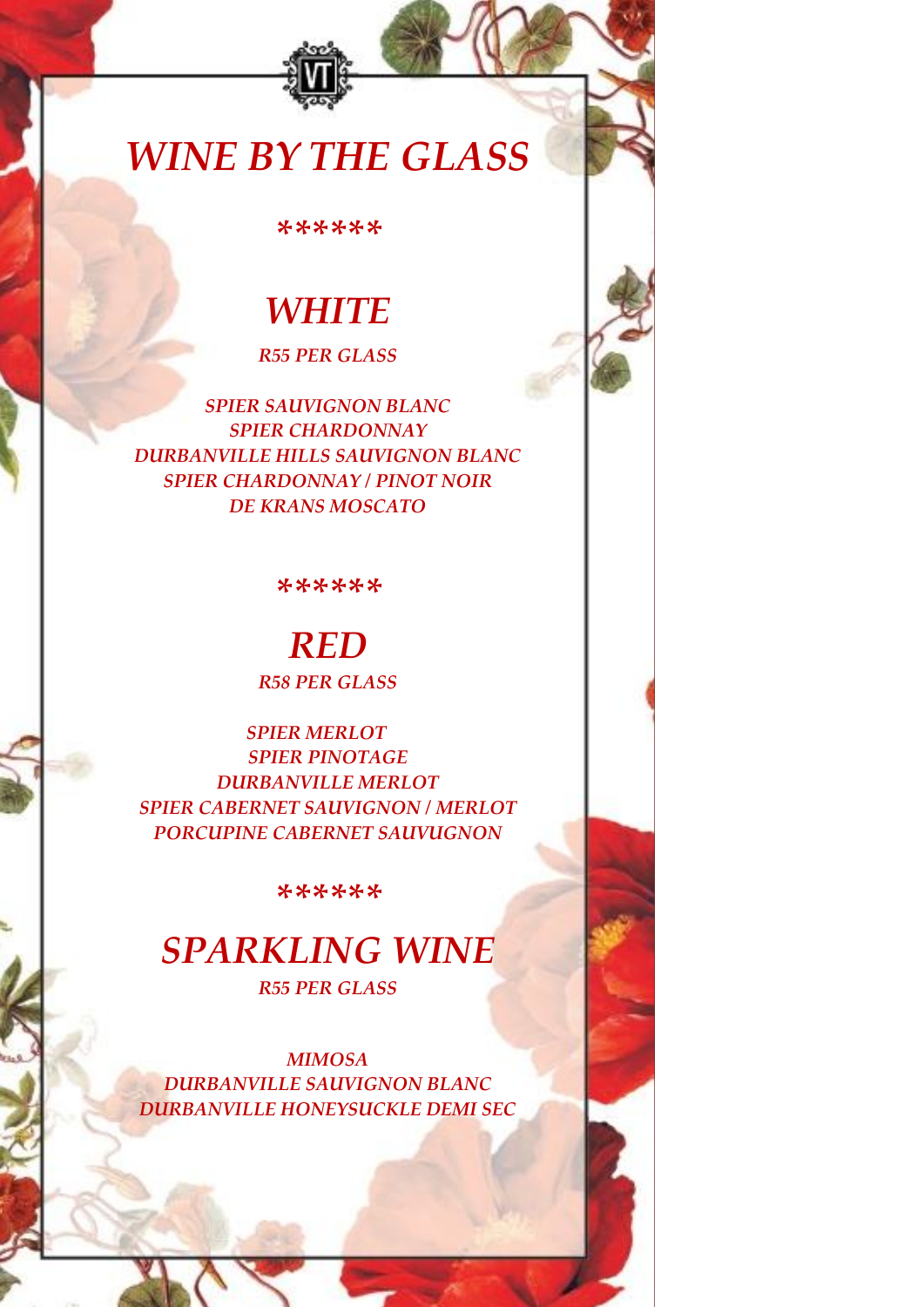# *WINE BY THE GLASS*

******

## *WHITE*

*R55 PER GLASS*

*SPIER SAUVIGNON BLANC*
*SPIER CHARDONNAY*
*DURBANVILLE HILLS SAUVIGNON BLANC*
*SPIER CHARDONNAY / PINOT NOIR*
*DE KRANS MOSCATO*

******

## *RED*

*R58 PER GLASS*

*SPIER MERLOT*
*SPIER PINOTAGE*
*DURBANVILLE MERLOT*
*SPIER CABERNET SAUVIGNON / MERLOT*
*PORCUPINE CABERNET SAUVUGNON*

******

## *SPARKLING WINE*

*R55 PER GLASS*

*MIMOSA*
*DURBANVILLE SAUVIGNON BLANC*
*DURBANVILLE HONEYSUCKLE DEMI SEC*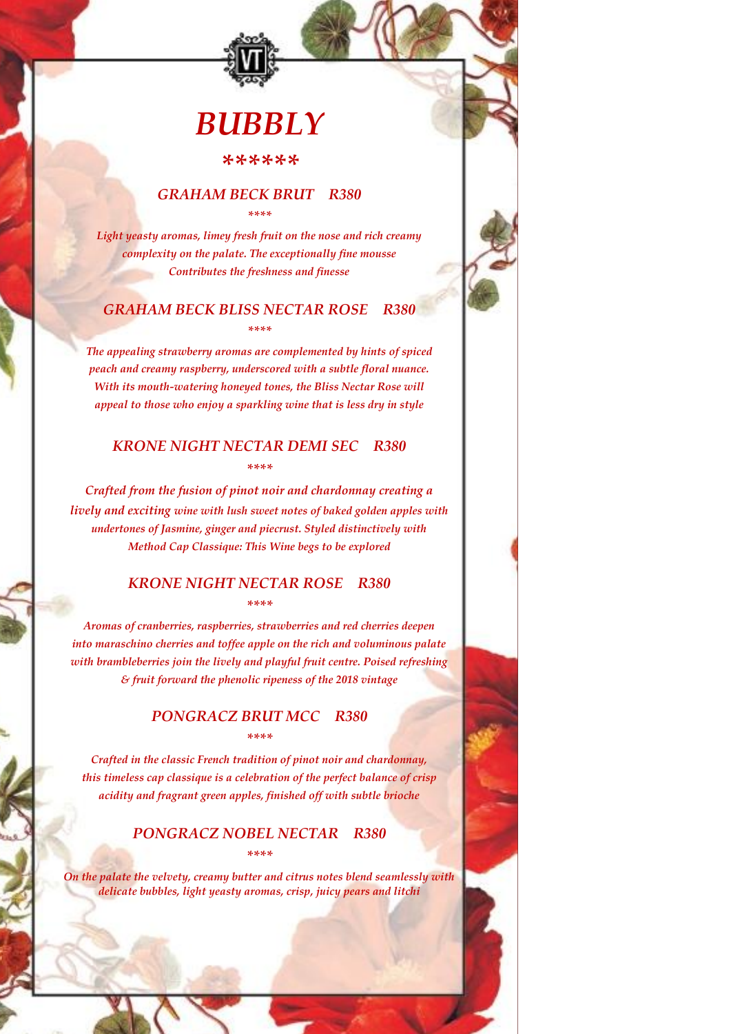# *BUBBLY*

\*\*\*\*\*\*

## *GRAHAM BECK BRUT    R380*

\*\*\*\*

*Light yeasty aromas, limey fresh fruit on the nose and rich creamy complexity on the palate. The exceptionally fine mousse Contributes the freshness and finesse*

## *GRAHAM BECK BLISS NECTAR ROSE    R380*

\*\*\*\*

*The appealing strawberry aromas are complemented by hints of spiced peach and creamy raspberry, underscored with a subtle floral nuance. With its mouth-watering honeyed tones, the Bliss Nectar Rose will appeal to those who enjoy a sparkling wine that is less dry in style*

## *KRONE NIGHT NECTAR DEMI SEC    R380*

\*\*\*\*

*Crafted from the fusion of pinot noir and chardonnay creating a lively and exciting wine with lush sweet notes of baked golden apples with undertones of Jasmine, ginger and piecrust. Styled distinctively with Method Cap Classique: This Wine begs to be explored*

## *KRONE NIGHT NECTAR ROSE    R380*

\*\*\*\*

*Aromas of cranberries, raspberries, strawberries and red cherries deepen into maraschino cherries and toffee apple on the rich and voluminous palate with brambleberries join the lively and playful fruit centre. Poised refreshing & fruit forward the phenolic ripeness of the 2018 vintage*

## *PONGRACZ BRUT MCC    R380*

\*\*\*\*

*Crafted in the classic French tradition of pinot noir and chardonnay, this timeless cap classique is a celebration of the perfect balance of crisp acidity and fragrant green apples, finished off with subtle brioche*

## *PONGRACZ NOBEL NECTAR    R380*

\*\*\*\*

*On the palate the velvety, creamy butter and citrus notes blend seamlessly with delicate bubbles, light yeasty aromas, crisp, juicy pears and litchi*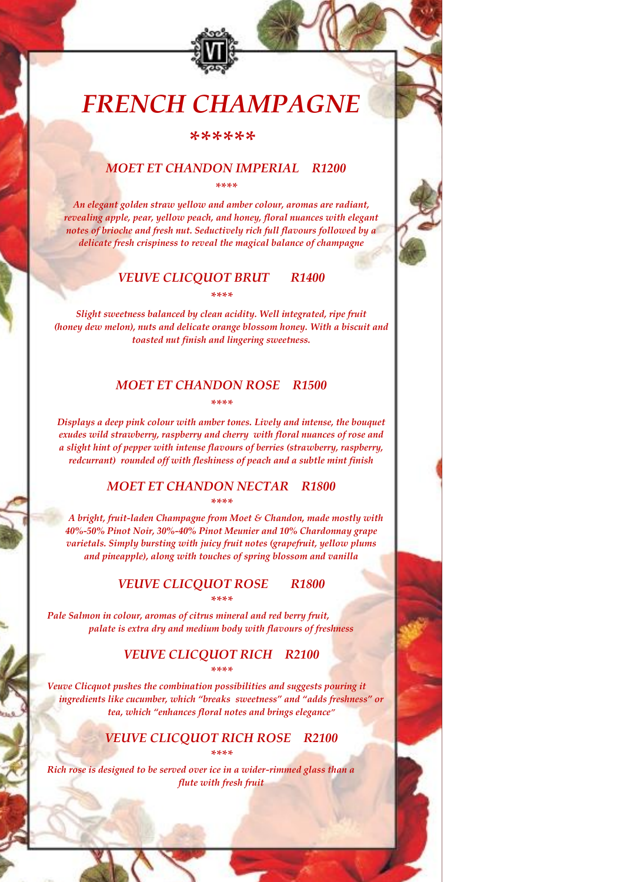# *FRENCH CHAMPAGNE*

******

### *MOET ET CHANDON IMPERIAL R1200*

****

*An elegant golden straw yellow and amber colour, aromas are radiant, revealing apple, pear, yellow peach, and honey, floral nuances with elegant notes of brioche and fresh nut. Seductively rich full flavours followed by a delicate fresh crispiness to reveal the magical balance of champagne*

### *VEUVE CLICQUOT BRUT R1400*

****

*Slight sweetness balanced by clean acidity. Well integrated, ripe fruit (honey dew melon), nuts and delicate orange blossom honey. With a biscuit and toasted nut finish and lingering sweetness.*

### *MOET ET CHANDON ROSE R1500*

****

*Displays a deep pink colour with amber tones. Lively and intense, the bouquet exudes wild strawberry, raspberry and cherry with floral nuances of rose and a slight hint of pepper with intense flavours of berries (strawberry, raspberry, redcurrant) rounded off with fleshiness of peach and a subtle mint finish*

### *MOET ET CHANDON NECTAR R1800*

****

*A bright, fruit-laden Champagne from Moet & Chandon, made mostly with 40%-50% Pinot Noir, 30%-40% Pinot Meunier and 10% Chardonnay grape varietals. Simply bursting with juicy fruit notes (grapefruit, yellow plums and pineapple), along with touches of spring blossom and vanilla*

### *VEUVE CLICQUOT ROSE R1800*

****

*Pale Salmon in colour, aromas of citrus mineral and red berry fruit, palate is extra dry and medium body with flavours of freshness*

### *VEUVE CLICQUOT RICH R2100*

****

*Veuve Clicquot pushes the combination possibilities and suggests pouring it ingredients like cucumber, which "breaks sweetness" and "adds freshness" or tea, which "enhances floral notes and brings elegance"*

### *VEUVE CLICQUOT RICH ROSE R2100*

****

*Rich rose is designed to be served over ice in a wider-rimmed glass than a flute with fresh fruit*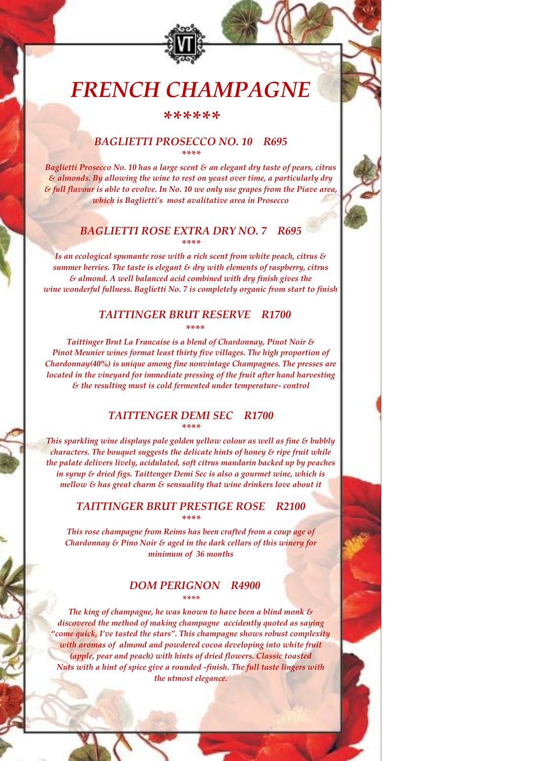# *FRENCH CHAMPAGNE*

******

## *BAGLIETTI PROSECCO NO. 10 R695*

****

*Baglietti Prosecco No. 10 has a large scent & an elegant dry taste of pears, citrus & almonds. By allowing the wine to rest on yeast over time, a particularly dry & full flavour is able to evolve. In No. 10 we only use grapes from the Piave area, which is Baglietti's most avalitative area in Prosecco*

## *BAGLIETTI ROSE EXTRA DRY NO. 7 R695*

****

*Is an ecological spumante rose with a rich scent from white peach, citrus & summer berries. The taste is elegant & dry with elements of raspberry, citrus & almond. A well balanced acid combined with dry finish gives the wine wonderful fullness. Baglietti No. 7 is completely organic from start to finish*

## *TAITTINGER BRUT RESERVE R1700*

****

*Taittinger Brut La Francaise is a blend of Chardonnay, Pinot Noir & Pinot Meunier wines format least thirty five villages. The high proportion of Chardonnay(40%) is unique among fine nonvintage Champagnes. The presses are located in the vineyard for immediate pressing of the fruit after hand harvesting & the resulting must is cold fermented under temperature- control*

## *TAITTENGER DEMI SEC R1700*

****

*This sparkling wine displays pale golden yellow colour as well as fine & bubbly characters. The bouquet suggests the delicate hints of honey & ripe fruit while the palate delivers lively, acidulated, soft citrus mandarin backed up by peaches in syrup & dried figs. Taittenger Demi Sec is also a gourmet wine, which is mellow & has great charm & sensuality that wine drinkers love about it*

## *TAITTINGER BRUT PRESTIGE ROSE R2100*

****

*This rose champagne from Reims has been crafted from a coup age of Chardonnay & Pino Noir & aged in the dark cellars of this winery for minimum of 36 months*

## *DOM PERIGNON R4900*

****

*The king of champagne, he was known to have been a blind monk & discovered the method of making champagne accidently quoted as saying "come quick, I've tasted the stars". This champagne shows robust complexity with aromas of almond and powdered cocoa developing into white fruit (apple, pear and peach) with hints of dried flowers. Classic toasted Nuts with a hint of spice give a rounded -finish. The full taste lingers with the utmost elegance.*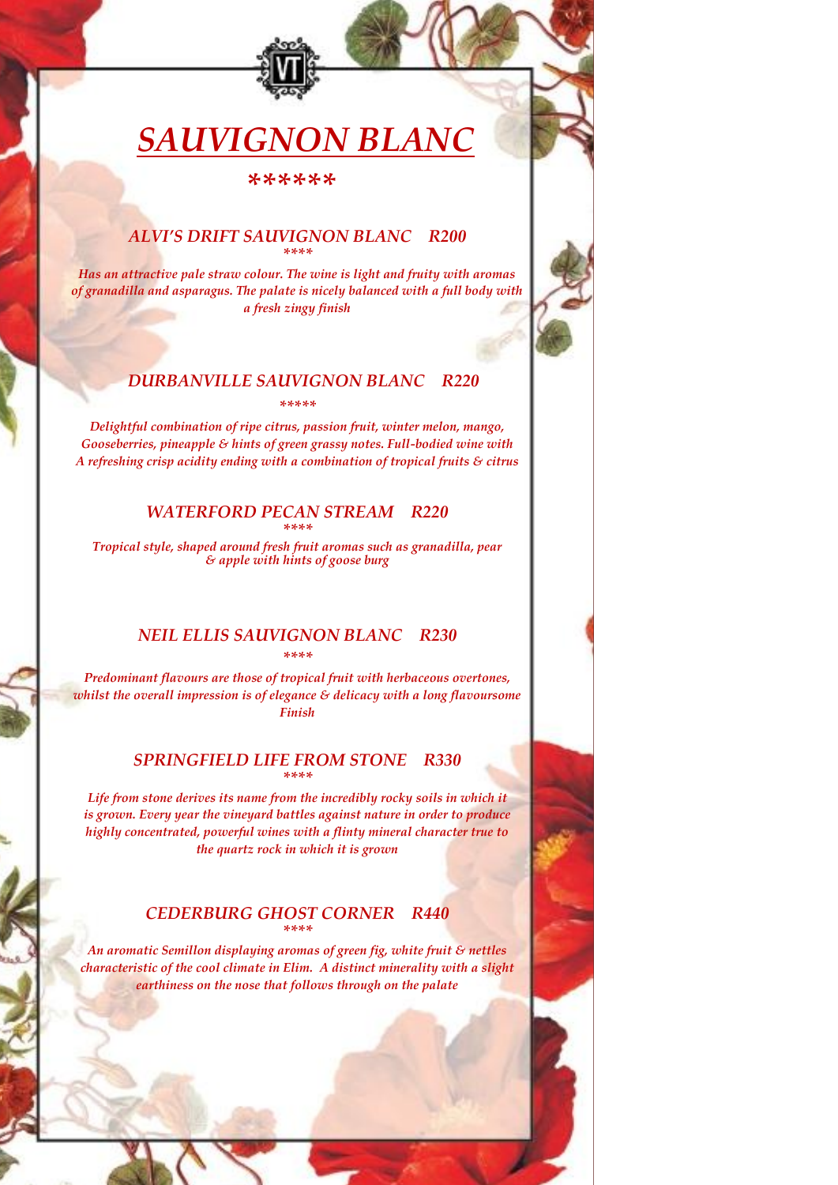# *SAUVIGNON BLANC*

******

### *ALVI'S DRIFT SAUVIGNON BLANC R200*

****

*Has an attractive pale straw colour. The wine is light and fruity with aromas of granadilla and asparagus. The palate is nicely balanced with a full body with a fresh zingy finish*

### *DURBANVILLE SAUVIGNON BLANC R220*

*****

*Delightful combination of ripe citrus, passion fruit, winter melon, mango, Gooseberries, pineapple & hints of green grassy notes. Full-bodied wine with A refreshing crisp acidity ending with a combination of tropical fruits & citrus*

### *WATERFORD PECAN STREAM R220*

****

*Tropical style, shaped around fresh fruit aromas such as granadilla, pear & apple with hints of goose burg*

### *NEIL ELLIS SAUVIGNON BLANC R230*

****

*Predominant flavours are those of tropical fruit with herbaceous overtones, whilst the overall impression is of elegance & delicacy with a long flavoursome Finish*

### *SPRINGFIELD LIFE FROM STONE R330*

****

*Life from stone derives its name from the incredibly rocky soils in which it is grown. Every year the vineyard battles against nature in order to produce highly concentrated, powerful wines with a flinty mineral character true to the quartz rock in which it is grown*

### *CEDERBURG GHOST CORNER R440*

****

*An aromatic Semillon displaying aromas of green fig, white fruit & nettles characteristic of the cool climate in Elim. A distinct minerality with a slight earthiness on the nose that follows through on the palate*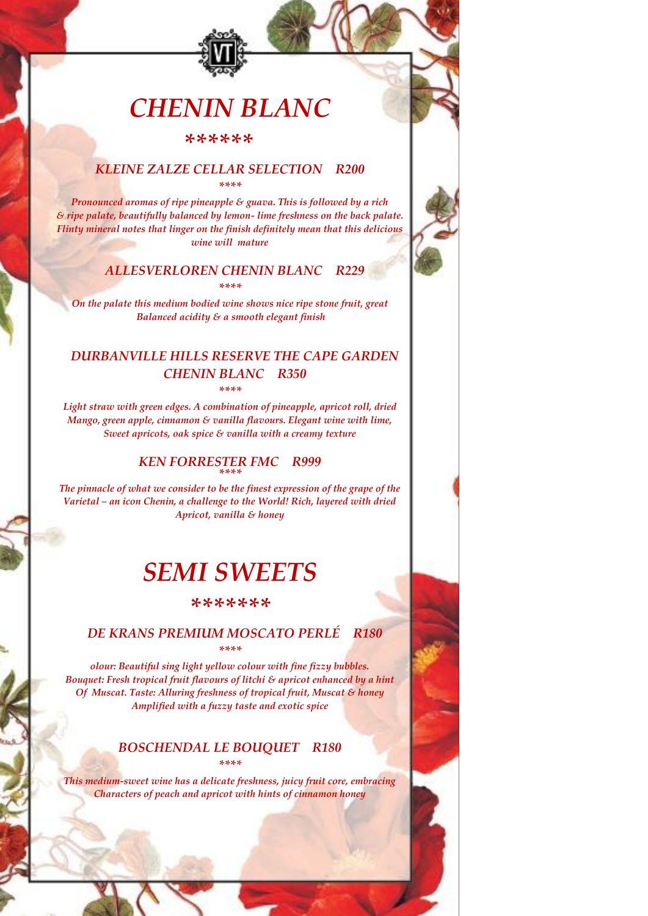# CHENIN BLANC

******

### KLEINE ZALZE CELLAR SELECTION    R200

****

*Pronounced aromas of ripe pineapple & guava. This is followed by a rich & ripe palate, beautifully balanced by lemon- lime freshness on the back palate. Flinty mineral notes that linger on the finish definitely mean that this delicious wine will mature*

### ALLESVERLOREN CHENIN BLANC    R229

****

*On the palate this medium bodied wine shows nice ripe stone fruit, great Balanced acidity & a smooth elegant finish*

### DURBANVILLE HILLS RESERVE THE CAPE GARDEN CHENIN BLANC    R350

****

*Light straw with green edges. A combination of pineapple, apricot roll, dried Mango, green apple, cinnamon & vanilla flavours. Elegant wine with lime, Sweet apricots, oak spice & vanilla with a creamy texture*

### KEN FORRESTER FMC    R999

****

*The pinnacle of what we consider to be the finest expression of the grape of the Varietal – an icon Chenin, a challenge to the World! Rich, layered with dried Apricot, vanilla & honey*

# SEMI SWEETS

*******

### DE KRANS PREMIUM MOSCATO PERLÉ    R180

****

*olour: Beautiful sing light yellow colour with fine fizzy bubbles. Bouquet: Fresh tropical fruit flavours of litchi & apricot enhanced by a hint Of Muscat. Taste: Alluring freshness of tropical fruit, Muscat & honey Amplified with a fuzzy taste and exotic spice*

### BOSCHENDAL LE BOUQUET    R180

****

*This medium-sweet wine has a delicate freshness, juicy fruit core, embracing Characters of peach and apricot with hints of cinnamon honey*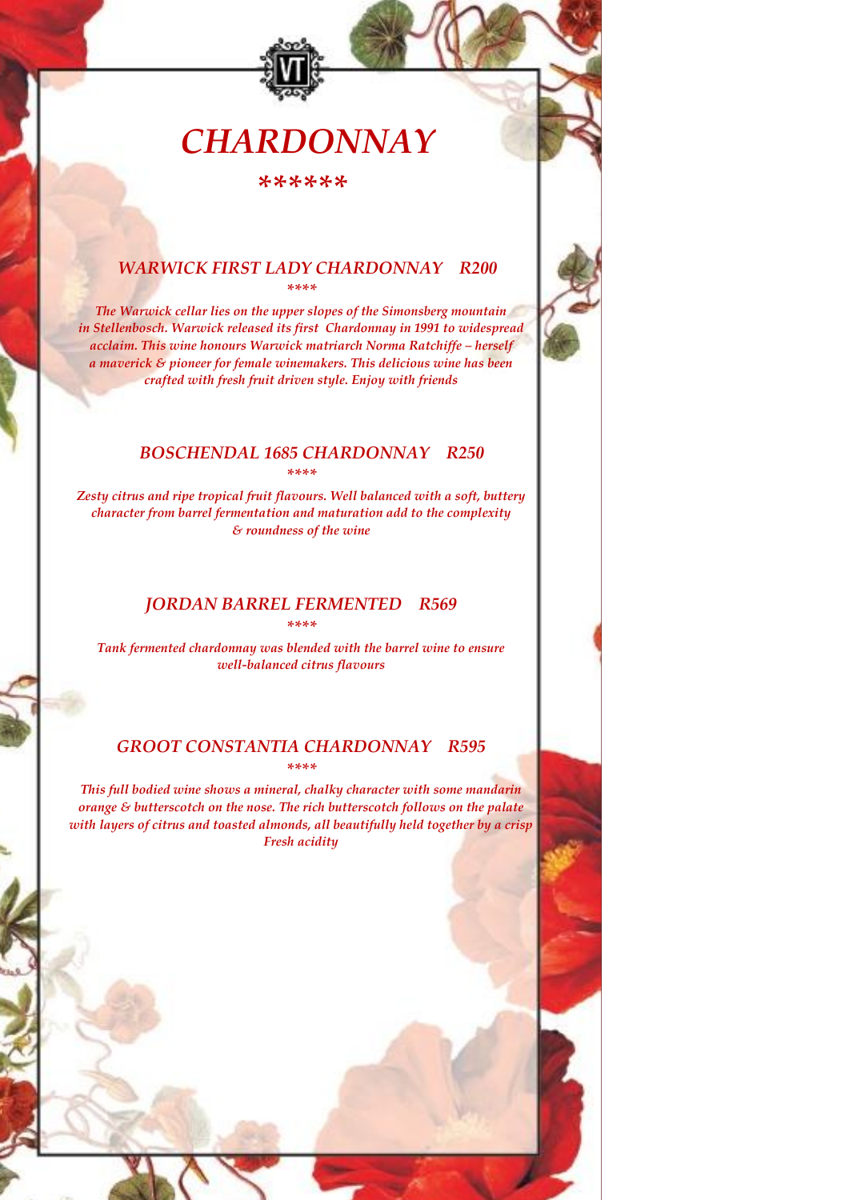# *CHARDONNAY*

*******

## *WARWICK FIRST LADY CHARDONNAY R200*

*****

*The Warwick cellar lies on the upper slopes of the Simonsberg mountain in Stellenbosch. Warwick released its first Chardonnay in 1991 to widespread acclaim. This wine honours Warwick matriarch Norma Ratchiffe – herself a maverick & pioneer for female winemakers. This delicious wine has been crafted with fresh fruit driven style. Enjoy with friends*

## *BOSCHENDAL 1685 CHARDONNAY R250*

*****

*Zesty citrus and ripe tropical fruit flavours. Well balanced with a soft, buttery character from barrel fermentation and maturation add to the complexity & roundness of the wine*

## *JORDAN BARREL FERMENTED R569*

*****

*Tank fermented chardonnay was blended with the barrel wine to ensure well-balanced citrus flavours*

## *GROOT CONSTANTIA CHARDONNAY R595*

*****

*This full bodied wine shows a mineral, chalky character with some mandarin orange & butterscotch on the nose. The rich butterscotch follows on the palate with layers of citrus and toasted almonds, all beautifully held together by a crisp Fresh acidity*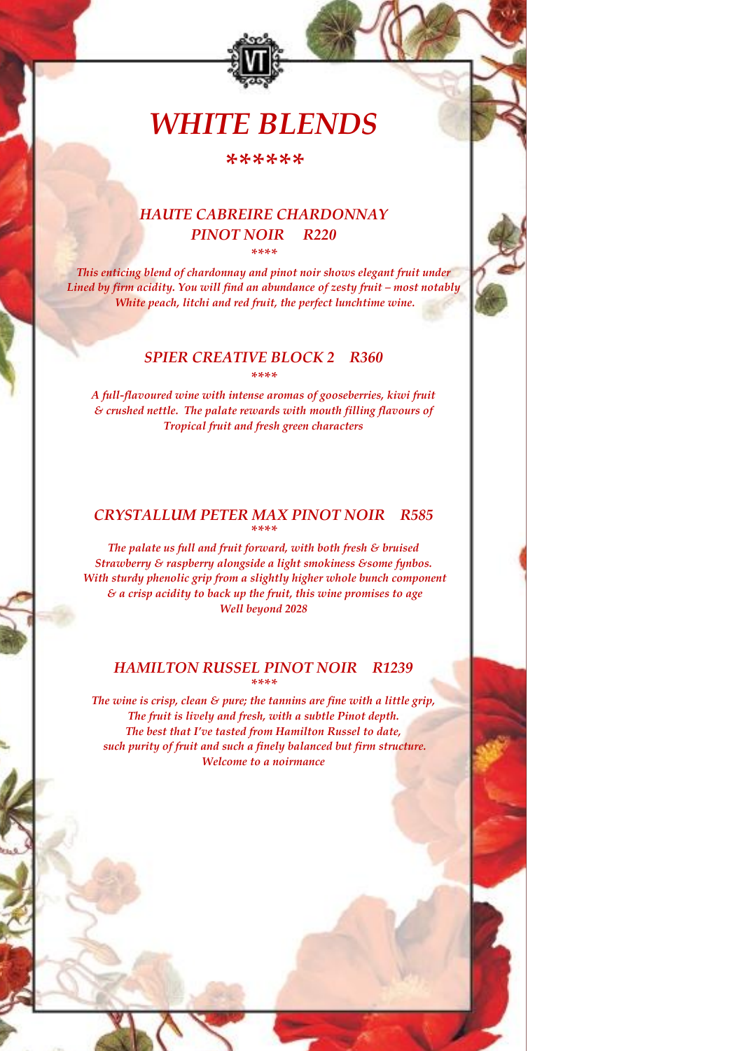# *WHITE BLENDS*

*\*\*\*\*\*\**

### *HAUTE CABREIRE CHARDONNAY PINOT NOIR R220*

*\*\*\*\**

*This enticing blend of chardonnay and pinot noir shows elegant fruit under Lined by firm acidity. You will find an abundance of zesty fruit – most notably White peach, litchi and red fruit, the perfect lunchtime wine.*

### *SPIER CREATIVE BLOCK 2 R360*

*\*\*\*\**

*A full-flavoured wine with intense aromas of gooseberries, kiwi fruit & crushed nettle. The palate rewards with mouth filling flavours of Tropical fruit and fresh green characters*

### *CRYSTALLUM PETER MAX PINOT NOIR R585*

*\*\*\*\**

*The palate us full and fruit forward, with both fresh & bruised Strawberry & raspberry alongside a light smokiness &some fynbos. With sturdy phenolic grip from a slightly higher whole bunch component & a crisp acidity to back up the fruit, this wine promises to age Well beyond 2028*

### *HAMILTON RUSSEL PINOT NOIR R1239*

*\*\*\*\**

*The wine is crisp, clean & pure; the tannins are fine with a little grip, The fruit is lively and fresh, with a subtle Pinot depth. The best that I've tasted from Hamilton Russel to date, such purity of fruit and such a finely balanced but firm structure. Welcome to a noirmance*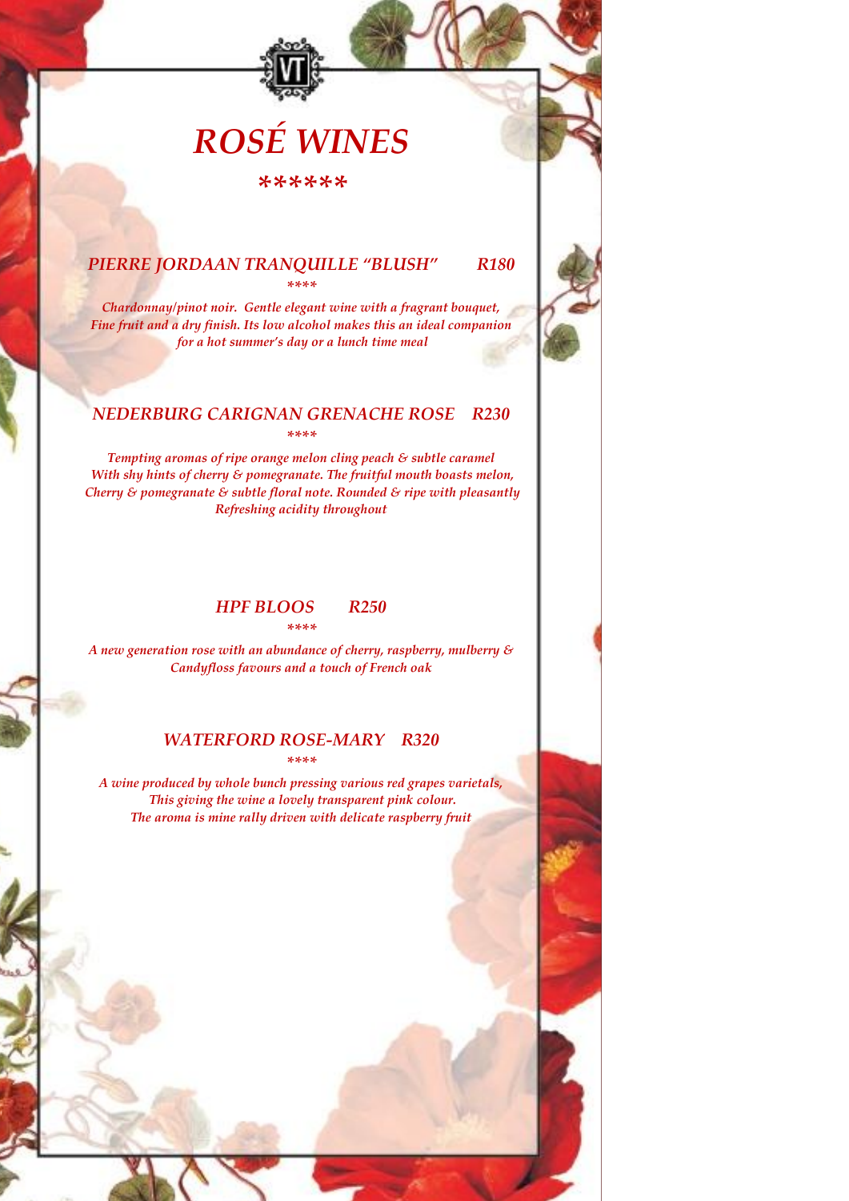# *ROSÉ WINES*

******

### *PIERRE JORDAAN TRANQUILLE "BLUSH" R180*

****

*Chardonnay/pinot noir. Gentle elegant wine with a fragrant bouquet, Fine fruit and a dry finish. Its low alcohol makes this an ideal companion for a hot summer's day or a lunch time meal*

### *NEDERBURG CARIGNAN GRENACHE ROSE R230*

****

*Tempting aromas of ripe orange melon cling peach & subtle caramel With shy hints of cherry & pomegranate. The fruitful mouth boasts melon, Cherry & pomegranate & subtle floral note. Rounded & ripe with pleasantly Refreshing acidity throughout*

### *HPF BLOOS R250*

****

*A new generation rose with an abundance of cherry, raspberry, mulberry & Candyfloss favours and a touch of French oak*

### *WATERFORD ROSE-MARY R320*

****

*A wine produced by whole bunch pressing various red grapes varietals, This giving the wine a lovely transparent pink colour. The aroma is mine rally driven with delicate raspberry fruit*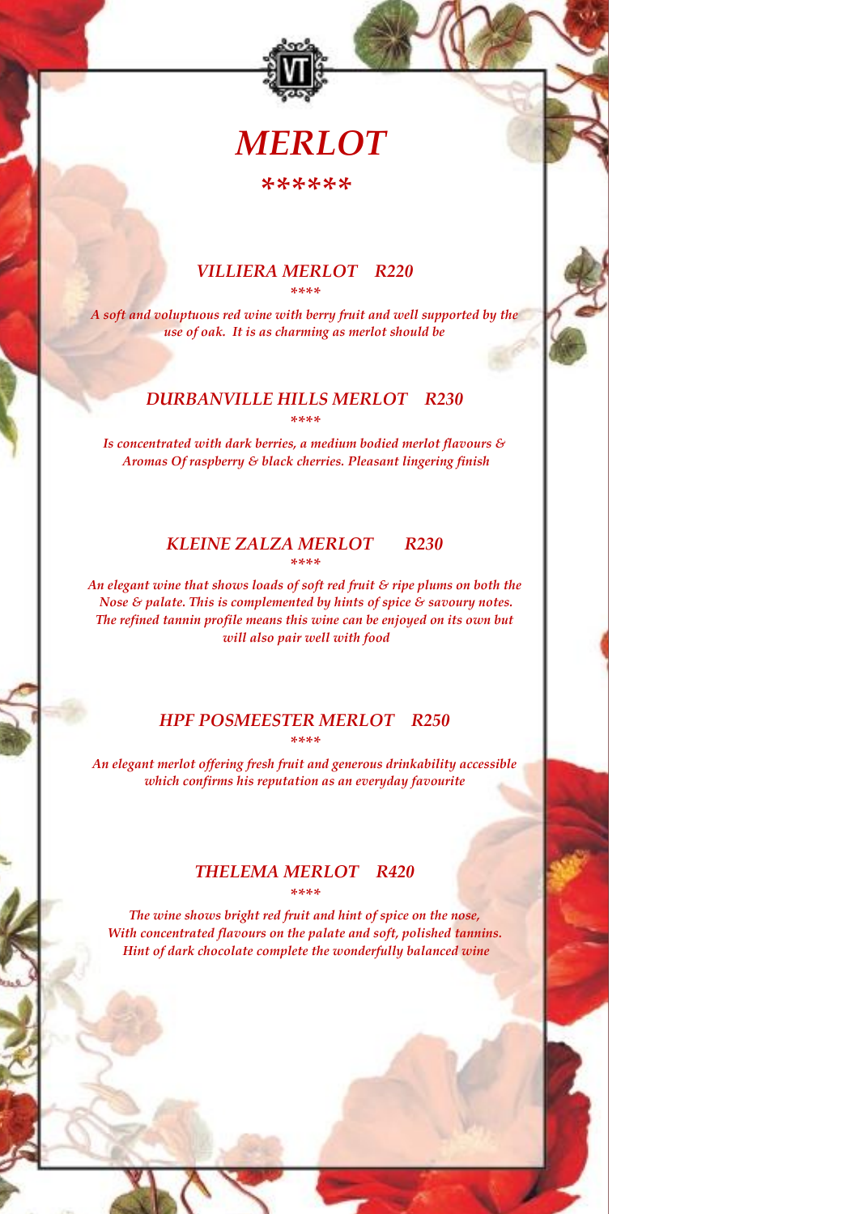# *MERLOT*

\*\*\*\*\*\*

### *VILLIERA MERLOT R220*

\*\*\*\*

*A soft and voluptuous red wine with berry fruit and well supported by the use of oak. It is as charming as merlot should be*

### *DURBANVILLE HILLS MERLOT R230*

\*\*\*\*

*Is concentrated with dark berries, a medium bodied merlot flavours & Aromas Of raspberry & black cherries. Pleasant lingering finish*

### *KLEINE ZALZA MERLOT R230*

\*\*\*\*

*An elegant wine that shows loads of soft red fruit & ripe plums on both the Nose & palate. This is complemented by hints of spice & savoury notes. The refined tannin profile means this wine can be enjoyed on its own but will also pair well with food*

### *HPF POSMEESTER MERLOT R250*

\*\*\*\*

*An elegant merlot offering fresh fruit and generous drinkability accessible which confirms his reputation as an everyday favourite*

### *THELEMA MERLOT R420*

\*\*\*\*

*The wine shows bright red fruit and hint of spice on the nose, With concentrated flavours on the palate and soft, polished tannins. Hint of dark chocolate complete the wonderfully balanced wine*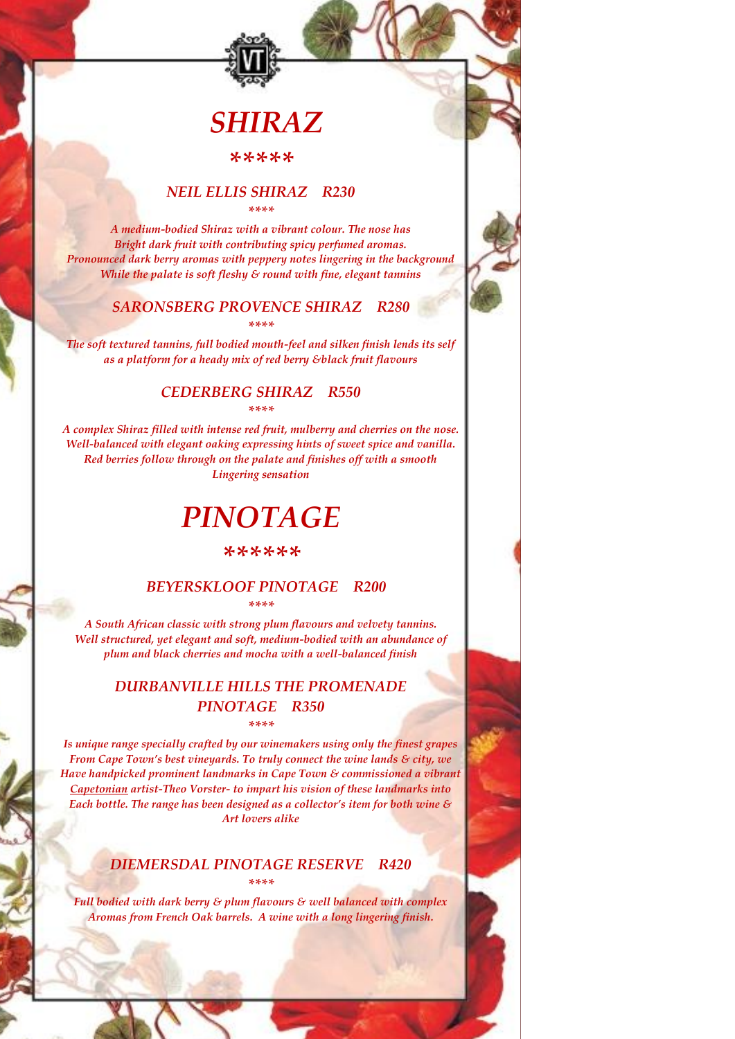# *SHIRAZ*

*****

## *NEIL ELLIS SHIRAZ R230*

****

*A medium-bodied Shiraz with a vibrant colour. The nose has Bright dark fruit with contributing spicy perfumed aromas. Pronounced dark berry aromas with peppery notes lingering in the background While the palate is soft fleshy & round with fine, elegant tannins*

## *SARONSBERG PROVENCE SHIRAZ R280*

****

*The soft textured tannins, full bodied mouth-feel and silken finish lends its self as a platform for a heady mix of red berry &black fruit flavours*

## *CEDERBERG SHIRAZ R550*

****

*A complex Shiraz filled with intense red fruit, mulberry and cherries on the nose. Well-balanced with elegant oaking expressing hints of sweet spice and vanilla. Red berries follow through on the palate and finishes off with a smooth Lingering sensation*

# *PINOTAGE*

******

## *BEYERSKLOOF PINOTAGE R200*

****

*A South African classic with strong plum flavours and velvety tannins. Well structured, yet elegant and soft, medium-bodied with an abundance of plum and black cherries and mocha with a well-balanced finish*

## *DURBANVILLE HILLS THE PROMENADE PINOTAGE R350*

****

*Is unique range specially crafted by our winemakers using only the finest grapes From Cape Town's best vineyards. To truly connect the wine lands & city, we Have handpicked prominent landmarks in Cape Town & commissioned a vibrant Capetonian artist-Theo Vorster- to impart his vision of these landmarks into Each bottle. The range has been designed as a collector's item for both wine & Art lovers alike*

## *DIEMERSDAL PINOTAGE RESERVE R420*

****

*Full bodied with dark berry & plum flavours & well balanced with complex Aromas from French Oak barrels. A wine with a long lingering finish.*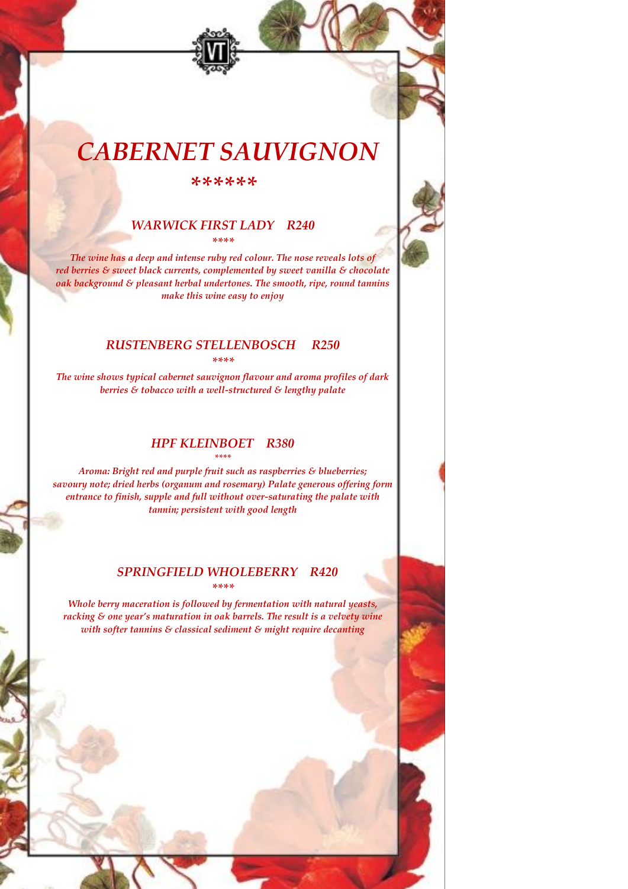# *CABERNET SAUVIGNON*

******

### *WARWICK FIRST LADY R240*

****

*The wine has a deep and intense ruby red colour. The nose reveals lots of red berries & sweet black currents, complemented by sweet vanilla & chocolate oak background & pleasant herbal undertones. The smooth, ripe, round tannins make this wine easy to enjoy*

### *RUSTENBERG STELLENBOSCH R250*

****

*The wine shows typical cabernet sauvignon flavour and aroma profiles of dark berries & tobacco with a well-structured & lengthy palate*

### *HPF KLEINBOET R380*

****

*Aroma: Bright red and purple fruit such as raspberries & blueberries; savoury note; dried herbs (organum and rosemary) Palate generous offering form entrance to finish, supple and full without over-saturating the palate with tannin; persistent with good length*

### *SPRINGFIELD WHOLEBERRY R420*

****

*Whole berry maceration is followed by fermentation with natural yeasts, racking & one year's maturation in oak barrels. The result is a velvety wine with softer tannins & classical sediment & might require decanting*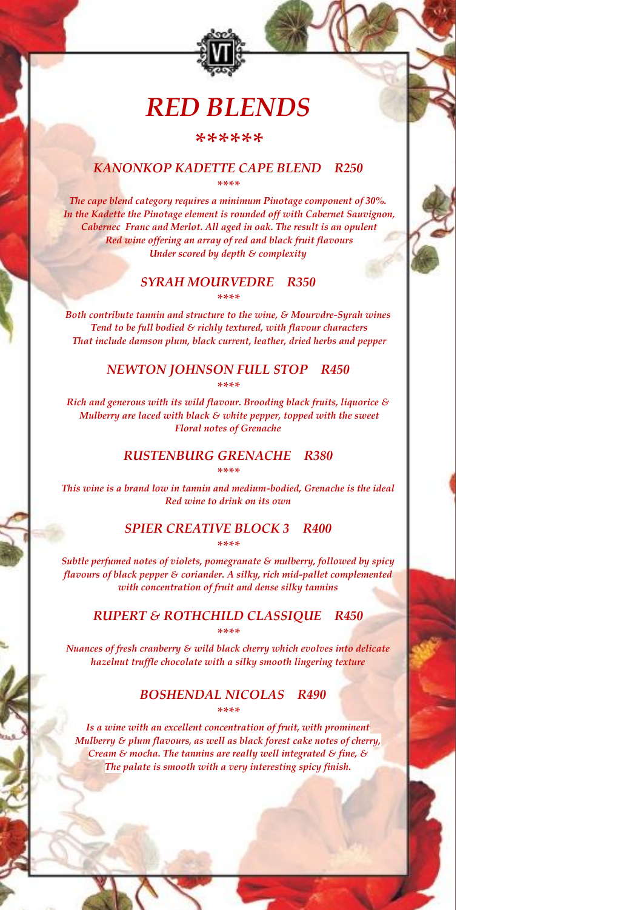# *RED BLENDS*

*******

### *KANONKOP KADETTE CAPE BLEND R250*

*****

*The cape blend category requires a minimum Pinotage component of 30%. In the Kadette the Pinotage element is rounded off with Cabernet Sauvignon, Cabernec Franc and Merlot. All aged in oak. The result is an opulent Red wine offering an array of red and black fruit flavours Under scored by depth & complexity*

### *SYRAH MOURVEDRE R350*

*****

*Both contribute tannin and structure to the wine, & Mourvdre-Syrah wines Tend to be full bodied & richly textured, with flavour characters That include damson plum, black current, leather, dried herbs and pepper*

### *NEWTON JOHNSON FULL STOP R450*

*****

*Rich and generous with its wild flavour. Brooding black fruits, liquorice & Mulberry are laced with black & white pepper, topped with the sweet Floral notes of Grenache*

### *RUSTENBURG GRENACHE R380*

*****

*This wine is a brand low in tannin and medium-bodied, Grenache is the ideal Red wine to drink on its own*

### *SPIER CREATIVE BLOCK 3 R400*

*****

*Subtle perfumed notes of violets, pomegranate & mulberry, followed by spicy flavours of black pepper & coriander. A silky, rich mid-pallet complemented with concentration of fruit and dense silky tannins*

### *RUPERT & ROTHCHILD CLASSIQUE R450*

*****

*Nuances of fresh cranberry & wild black cherry which evolves into delicate hazelnut truffle chocolate with a silky smooth lingering texture*

### *BOSHENDAL NICOLAS R490*

*****

*Is a wine with an excellent concentration of fruit, with prominent Mulberry & plum flavours, as well as black forest cake notes of cherry, Cream & mocha. The tannins are really well integrated & fine, & The palate is smooth with a very interesting spicy finish.*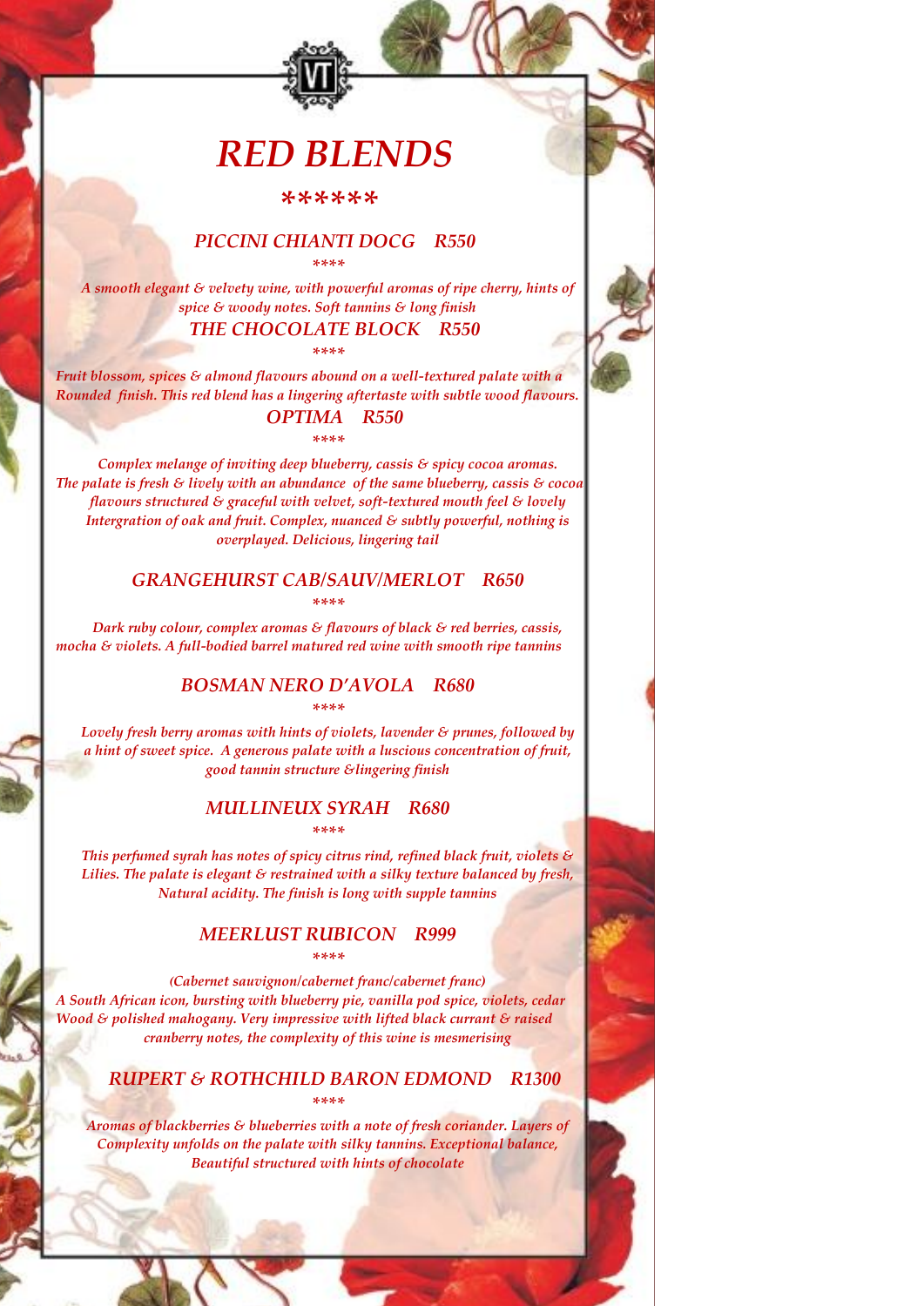# *RED BLENDS*

******

## *PICCINI CHIANTI DOCG R550*

****

*A smooth elegant & velvety wine, with powerful aromas of ripe cherry, hints of spice & woody notes. Soft tannins & long finish*

## *THE CHOCOLATE BLOCK R550*

****

*Fruit blossom, spices & almond flavours abound on a well-textured palate with a Rounded finish. This red blend has a lingering aftertaste with subtle wood flavours.*

## *OPTIMA R550*

****

*Complex melange of inviting deep blueberry, cassis & spicy cocoa aromas. The palate is fresh & lively with an abundance of the same blueberry, cassis & cocoa flavours structured & graceful with velvet, soft-textured mouth feel & lovely Intergration of oak and fruit. Complex, nuanced & subtly powerful, nothing is overplayed. Delicious, lingering tail*

## *GRANGEHURST CAB/SAUV/MERLOT R650*

****

*Dark ruby colour, complex aromas & flavours of black & red berries, cassis, mocha & violets. A full-bodied barrel matured red wine with smooth ripe tannins*

## *BOSMAN NERO D'AVOLA R680*

****

*Lovely fresh berry aromas with hints of violets, lavender & prunes, followed by a hint of sweet spice. A generous palate with a luscious concentration of fruit, good tannin structure &lingering finish*

## *MULLINEUX SYRAH R680*

****

*This perfumed syrah has notes of spicy citrus rind, refined black fruit, violets & Lilies. The palate is elegant & restrained with a silky texture balanced by fresh, Natural acidity. The finish is long with supple tannins*

## *MEERLUST RUBICON R999*

****

*(Cabernet sauvignon/cabernet franc/cabernet franc)*
*A South African icon, bursting with blueberry pie, vanilla pod spice, violets, cedar Wood & polished mahogany. Very impressive with lifted black currant & raised cranberry notes, the complexity of this wine is mesmerising*

## *RUPERT & ROTHCHILD BARON EDMOND R1300*

****

*Aromas of blackberries & blueberries with a note of fresh coriander. Layers of Complexity unfolds on the palate with silky tannins. Exceptional balance, Beautiful structured with hints of chocolate*